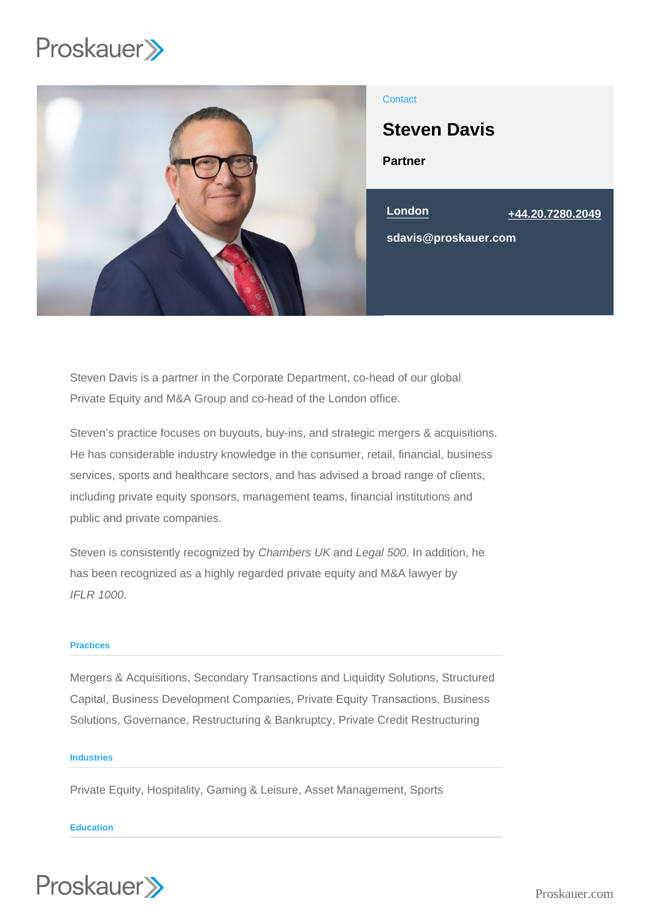Contact

# Steven Davis

**Partner**

**London** **+44.20.7280.2049**

**sdavis@proskauer.com**

Steven Davis is a partner in the Corporate Department, co-head of our global Private Equity and M&A Group and co-head of the London office.

Steven's practice focuses on buyouts, buy-ins, and strategic mergers & acquisitions. He has considerable industry knowledge in the consumer, retail, financial, business services, sports and healthcare sectors, and has advised a broad range of clients, including private equity sponsors, management teams, financial institutions and public and private companies.

Steven is consistently recognized by *Chambers UK* and *Legal 500*. In addition, he has been recognized as a highly regarded private equity and M&A lawyer by *IFLR 1000*.

## Practices

Mergers & Acquisitions, Secondary Transactions and Liquidity Solutions, Structured Capital, Business Development Companies, Private Equity Transactions, Business Solutions, Governance, Restructuring & Bankruptcy, Private Credit Restructuring

## Industries

Private Equity, Hospitality, Gaming & Leisure, Asset Management, Sports

## Education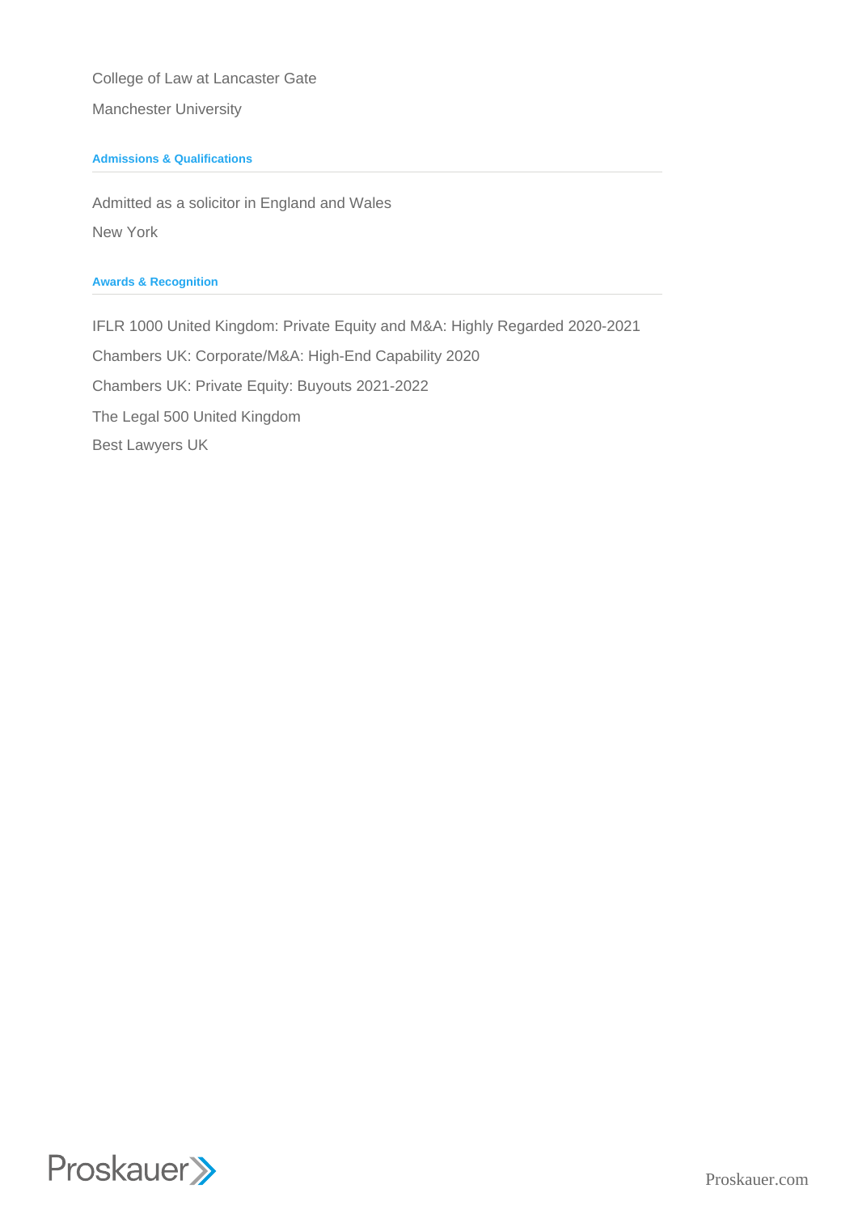College of Law at Lancaster Gate

Manchester University

### Admissions & Qualifications

Admitted as a solicitor in England and Wales

New York

### Awards & Recognition

IFLR 1000 United Kingdom: Private Equity and M&A: Highly Regarded 2020-2021

Chambers UK: Corporate/M&A: High-End Capability 2020

Chambers UK: Private Equity: Buyouts 2021-2022

The Legal 500 United Kingdom

Best Lawyers UK